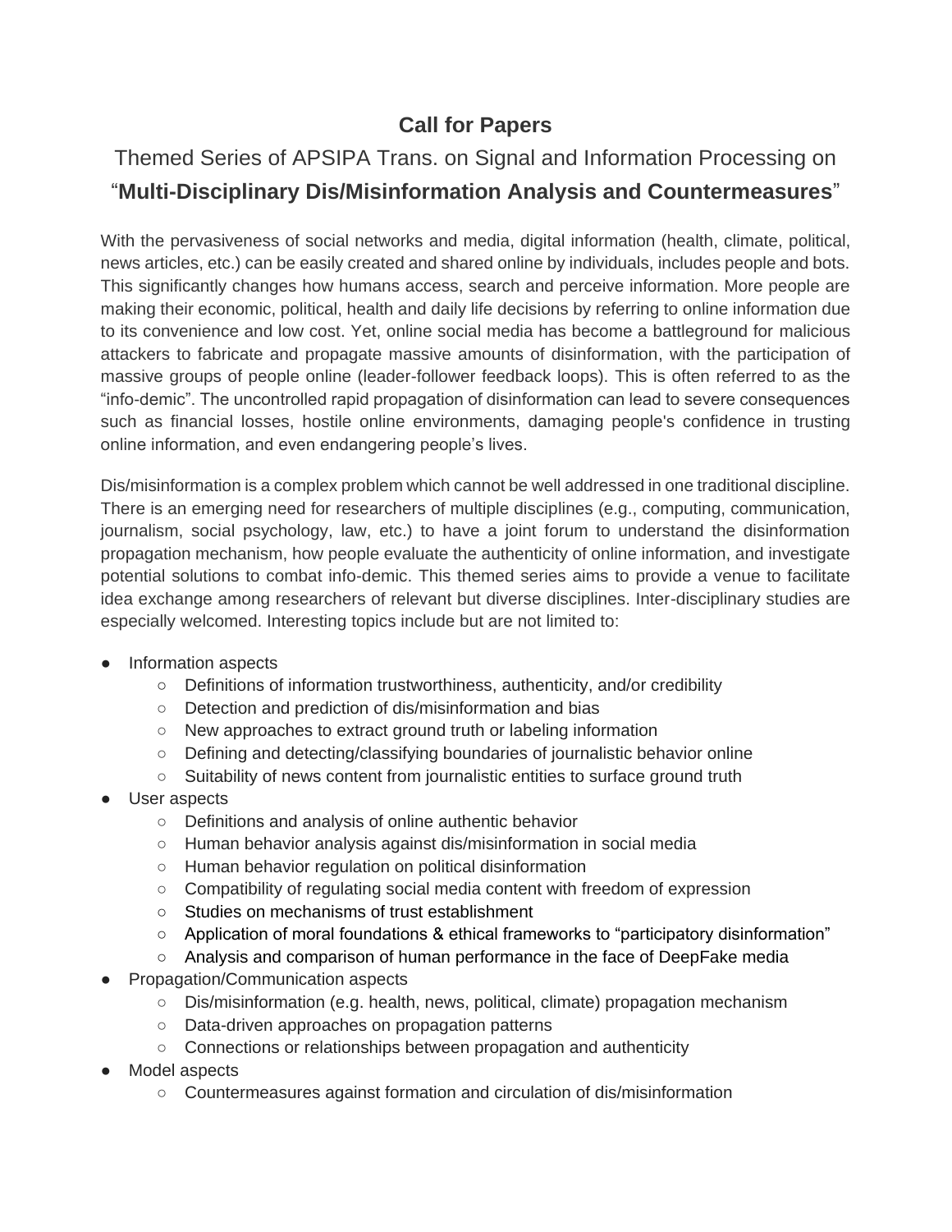# Call for Papers

## Themed Series of APSIPA Trans. on Signal and Information Processing on "**Multi-Disciplinary Dis/Misinformation Analysis and Countermeasures**"

With the pervasiveness of social networks and media, digital information (health, climate, political, news articles, etc.) can be easily created and shared online by individuals, includes people and bots. This significantly changes how humans access, search and perceive information. More people are making their economic, political, health and daily life decisions by referring to online information due to its convenience and low cost. Yet, online social media has become a battleground for malicious attackers to fabricate and propagate massive amounts of disinformation, with the participation of massive groups of people online (leader-follower feedback loops). This is often referred to as the "info-demic". The uncontrolled rapid propagation of disinformation can lead to severe consequences such as financial losses, hostile online environments, damaging people's confidence in trusting online information, and even endangering people's lives.

Dis/misinformation is a complex problem which cannot be well addressed in one traditional discipline. There is an emerging need for researchers of multiple disciplines (e.g., computing, communication, journalism, social psychology, law, etc.) to have a joint forum to understand the disinformation propagation mechanism, how people evaluate the authenticity of online information, and investigate potential solutions to combat info-demic. This themed series aims to provide a venue to facilitate idea exchange among researchers of relevant but diverse disciplines. Inter-disciplinary studies are especially welcomed. Interesting topics include but are not limited to:

- Information aspects
  - Definitions of information trustworthiness, authenticity, and/or credibility
  - Detection and prediction of dis/misinformation and bias
  - New approaches to extract ground truth or labeling information
  - Defining and detecting/classifying boundaries of journalistic behavior online
  - Suitability of news content from journalistic entities to surface ground truth
- User aspects
  - Definitions and analysis of online authentic behavior
  - Human behavior analysis against dis/misinformation in social media
  - Human behavior regulation on political disinformation
  - Compatibility of regulating social media content with freedom of expression
  - Studies on mechanisms of trust establishment
  - Application of moral foundations & ethical frameworks to "participatory disinformation"
  - Analysis and comparison of human performance in the face of DeepFake media
- Propagation/Communication aspects
  - Dis/misinformation (e.g. health, news, political, climate) propagation mechanism
  - Data-driven approaches on propagation patterns
  - Connections or relationships between propagation and authenticity
- Model aspects
  - Countermeasures against formation and circulation of dis/misinformation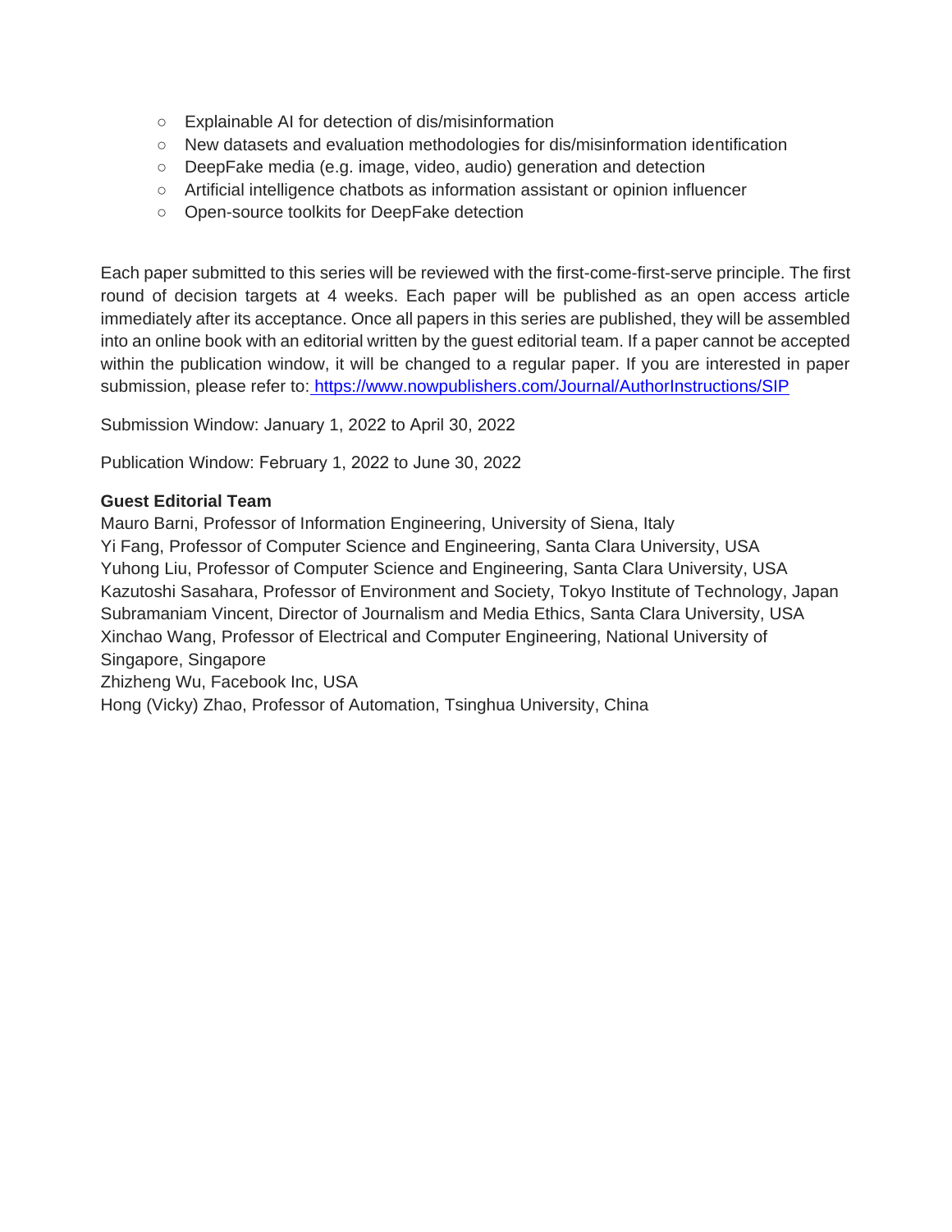- Explainable AI for detection of dis/misinformation
- New datasets and evaluation methodologies for dis/misinformation identification
- DeepFake media (e.g. image, video, audio) generation and detection
- Artificial intelligence chatbots as information assistant or opinion influencer
- Open-source toolkits for DeepFake detection

Each paper submitted to this series will be reviewed with the first-come-first-serve principle. The first round of decision targets at 4 weeks. Each paper will be published as an open access article immediately after its acceptance. Once all papers in this series are published, they will be assembled into an online book with an editorial written by the guest editorial team. If a paper cannot be accepted within the publication window, it will be changed to a regular paper. If you are interested in paper submission, please refer to: https://www.nowpublishers.com/Journal/AuthorInstructions/SIP

Submission Window: January 1, 2022 to April 30, 2022

Publication Window: February 1, 2022 to June 30, 2022

**Guest Editorial Team**

Mauro Barni, Professor of Information Engineering, University of Siena, Italy
Yi Fang, Professor of Computer Science and Engineering, Santa Clara University, USA
Yuhong Liu, Professor of Computer Science and Engineering, Santa Clara University, USA
Kazutoshi Sasahara, Professor of Environment and Society, Tokyo Institute of Technology, Japan
Subramaniam Vincent, Director of Journalism and Media Ethics, Santa Clara University, USA
Xinchao Wang, Professor of Electrical and Computer Engineering, National University of Singapore, Singapore
Zhizheng Wu, Facebook Inc, USA
Hong (Vicky) Zhao, Professor of Automation, Tsinghua University, China